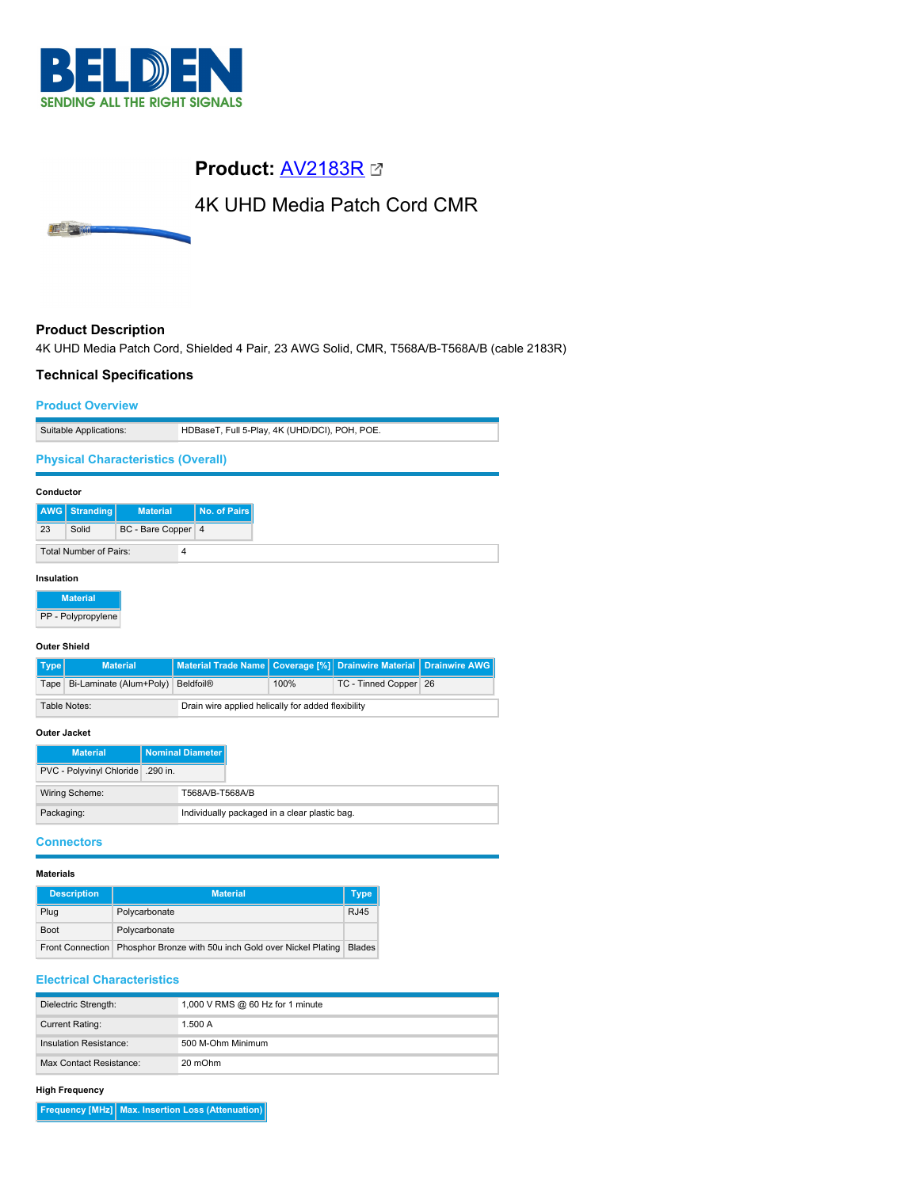# Product: AV2183R

## 4K UHD Media Patch Cord CMR

### Product Description

4K UHD Media Patch Cord, Shielded 4 Pair, 23 AWG Solid, CMR, T568A/B-T568A/B (cable 2183R)

### Technical Specifications

#### Product Overview

| | |
|---|---|
| Suitable Applications: | HDBaseT, Full 5-Play, 4K (UHD/DCI), POH, POE. |

#### Physical Characteristics (Overall)

**Conductor**

| AWG | Stranding | Material | No. of Pairs |
|---|---|---|---|
| 23 | Solid | BC - Bare Copper | 4 |

| | |
|---|---|
| Total Number of Pairs: | 4 |

**Insulation**

| Material |
|---|
| PP - Polypropylene |

**Outer Shield**

| Type | Material | Material Trade Name | Coverage [%] | Drainwire Material | Drainwire AWG |
|---|---|---|---|---|---|
| Tape | Bi-Laminate (Alum+Poly) | Beldfoil® | 100% | TC - Tinned Copper | 26 |

| | |
|---|---|
| Table Notes: | Drain wire applied helically for added flexibility |

**Outer Jacket**

| Material | Nominal Diameter |
|---|---|
| PVC - Polyvinyl Chloride | .290 in. |

| | |
|---|---|
| Wiring Scheme: | T568A/B-T568A/B |
| Packaging: | Individually packaged in a clear plastic bag. |

#### Connectors

**Materials**

| Description | Material | Type |
|---|---|---|
| Plug | Polycarbonate | RJ45 |
| Boot | Polycarbonate | |
| Front Connection | Phosphor Bronze with 50u inch Gold over Nickel Plating | Blades |

#### Electrical Characteristics

| | |
|---|---|
| Dielectric Strength: | 1,000 V RMS @ 60 Hz for 1 minute |
| Current Rating: | 1.500 A |
| Insulation Resistance: | 500 M-Ohm Minimum |
| Max Contact Resistance: | 20 mOhm |

**High Frequency**

| Frequency [MHz] | Max. Insertion Loss (Attenuation) |
|---|---|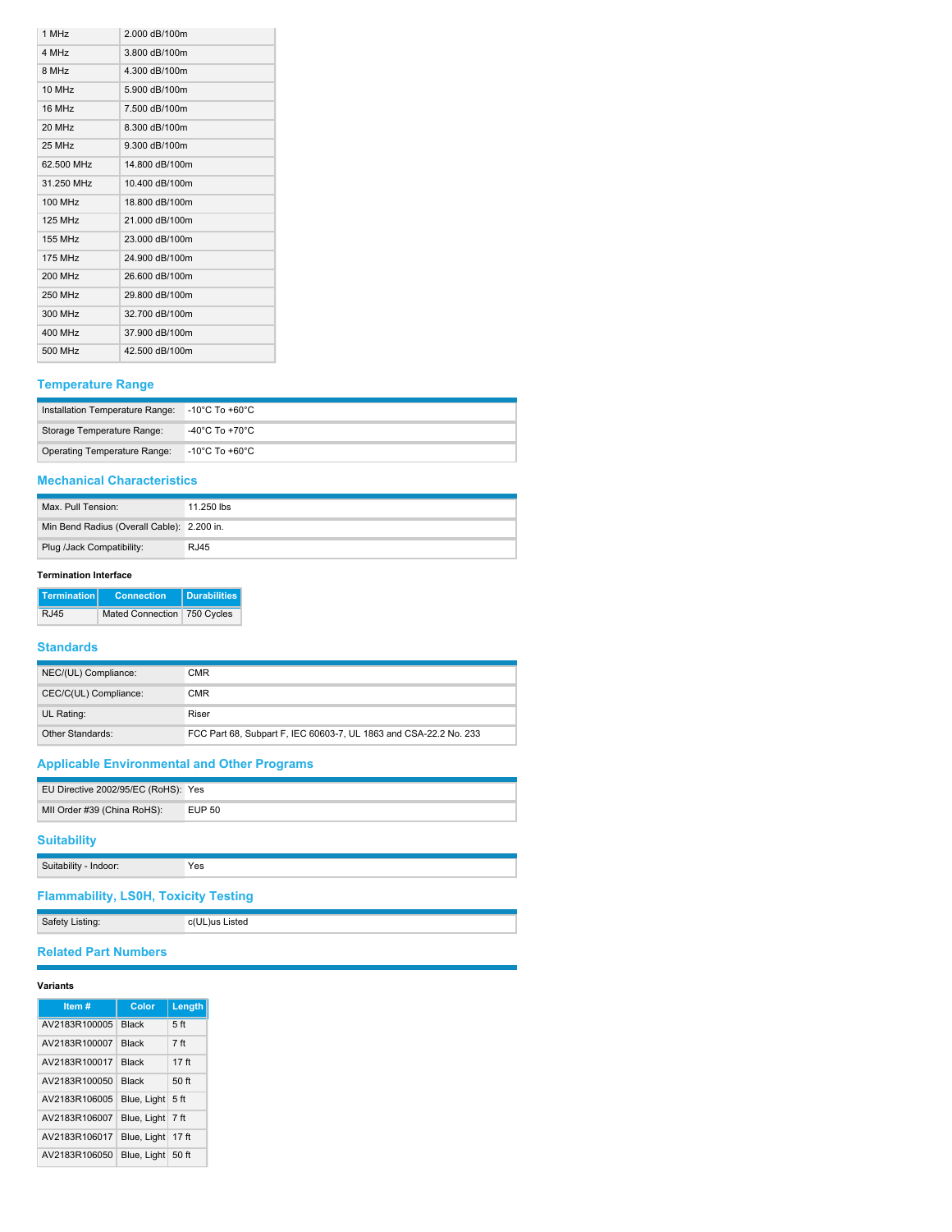| | |
|---|---|
| 1 MHz | 2.000 dB/100m |
| 4 MHz | 3.800 dB/100m |
| 8 MHz | 4.300 dB/100m |
| 10 MHz | 5.900 dB/100m |
| 16 MHz | 7.500 dB/100m |
| 20 MHz | 8.300 dB/100m |
| 25 MHz | 9.300 dB/100m |
| 62.500 MHz | 14.800 dB/100m |
| 31.250 MHz | 10.400 dB/100m |
| 100 MHz | 18.800 dB/100m |
| 125 MHz | 21.000 dB/100m |
| 155 MHz | 23.000 dB/100m |
| 175 MHz | 24.900 dB/100m |
| 200 MHz | 26.600 dB/100m |
| 250 MHz | 29.800 dB/100m |
| 300 MHz | 32.700 dB/100m |
| 400 MHz | 37.900 dB/100m |
| 500 MHz | 42.500 dB/100m |

## Temperature Range

| | |
|---|---|
| Installation Temperature Range: | -10°C To +60°C |
| Storage Temperature Range: | -40°C To +70°C |
| Operating Temperature Range: | -10°C To +60°C |

## Mechanical Characteristics

| | |
|---|---|
| Max. Pull Tension: | 11.250 lbs |
| Min Bend Radius (Overall Cable): | 2.200 in. |
| Plug /Jack Compatibility: | RJ45 |

**Termination Interface**

| Termination | Connection | Durabilities |
|---|---|---|
| RJ45 | Mated Connection | 750 Cycles |

## Standards

| | |
|---|---|
| NEC/(UL) Compliance: | CMR |
| CEC/C(UL) Compliance: | CMR |
| UL Rating: | Riser |
| Other Standards: | FCC Part 68, Subpart F, IEC 60603-7, UL 1863 and CSA-22.2 No. 233 |

## Applicable Environmental and Other Programs

| | |
|---|---|
| EU Directive 2002/95/EC (RoHS): | Yes |
| MII Order #39 (China RoHS): | EUP 50 |

## Suitability

| | |
|---|---|
| Suitability - Indoor: | Yes |

## Flammability, LS0H, Toxicity Testing

| | |
|---|---|
| Safety Listing: | c(UL)us Listed |

## Related Part Numbers

**Variants**

| Item # | Color | Length |
|---|---|---|
| AV2183R100005 | Black | 5 ft |
| AV2183R100007 | Black | 7 ft |
| AV2183R100017 | Black | 17 ft |
| AV2183R100050 | Black | 50 ft |
| AV2183R106005 | Blue, Light | 5 ft |
| AV2183R106007 | Blue, Light | 7 ft |
| AV2183R106017 | Blue, Light | 17 ft |
| AV2183R106050 | Blue, Light | 50 ft |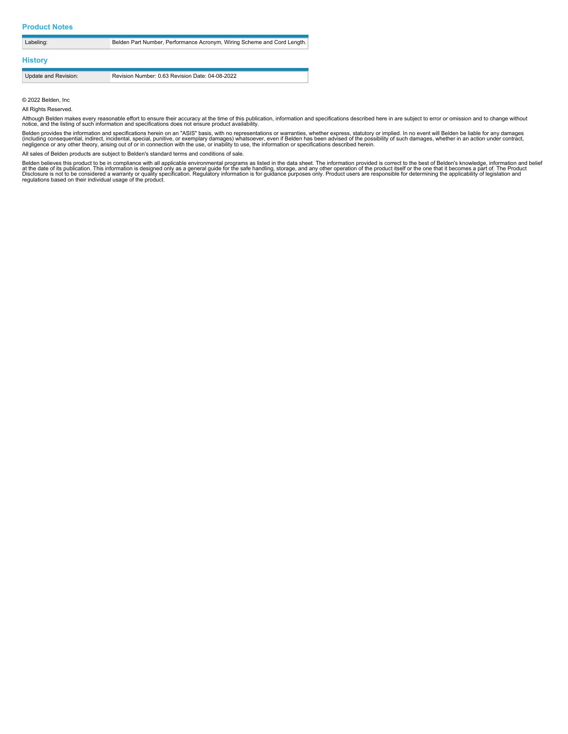## Product Notes

| | |
|---|---|
| Labeling: | Belden Part Number, Performance Acronym, Wiring Scheme and Cord Length. |

## History

| | |
|---|---|
| Update and Revision: | Revision Number: 0.63 Revision Date: 04-08-2022 |

© 2022 Belden, Inc

All Rights Reserved.

Although Belden makes every reasonable effort to ensure their accuracy at the time of this publication, information and specifications described here in are subject to error or omission and to change without notice, and the listing of such information and specifications does not ensure product availability.

Belden provides the information and specifications herein on an "ASIS" basis, with no representations or warranties, whether express, statutory or implied. In no event will Belden be liable for any damages (including consequential, indirect, incidental, special, punitive, or exemplary damages) whatsoever, even if Belden has been advised of the possibility of such damages, whether in an action under contract, negligence or any other theory, arising out of or in connection with the use, or inability to use, the information or specifications described herein.

All sales of Belden products are subject to Belden's standard terms and conditions of sale.

Belden believes this product to be in compliance with all applicable environmental programs as listed in the data sheet. The information provided is correct to the best of Belden's knowledge, information and belief at the date of its publication. This information is designed only as a general guide for the safe handling, storage, and any other operation of the product itself or the one that it becomes a part of. The Product Disclosure is not to be considered a warranty or quality specification. Regulatory information is for guidance purposes only. Product users are responsible for determining the applicability of legislation and regulations based on their individual usage of the product.